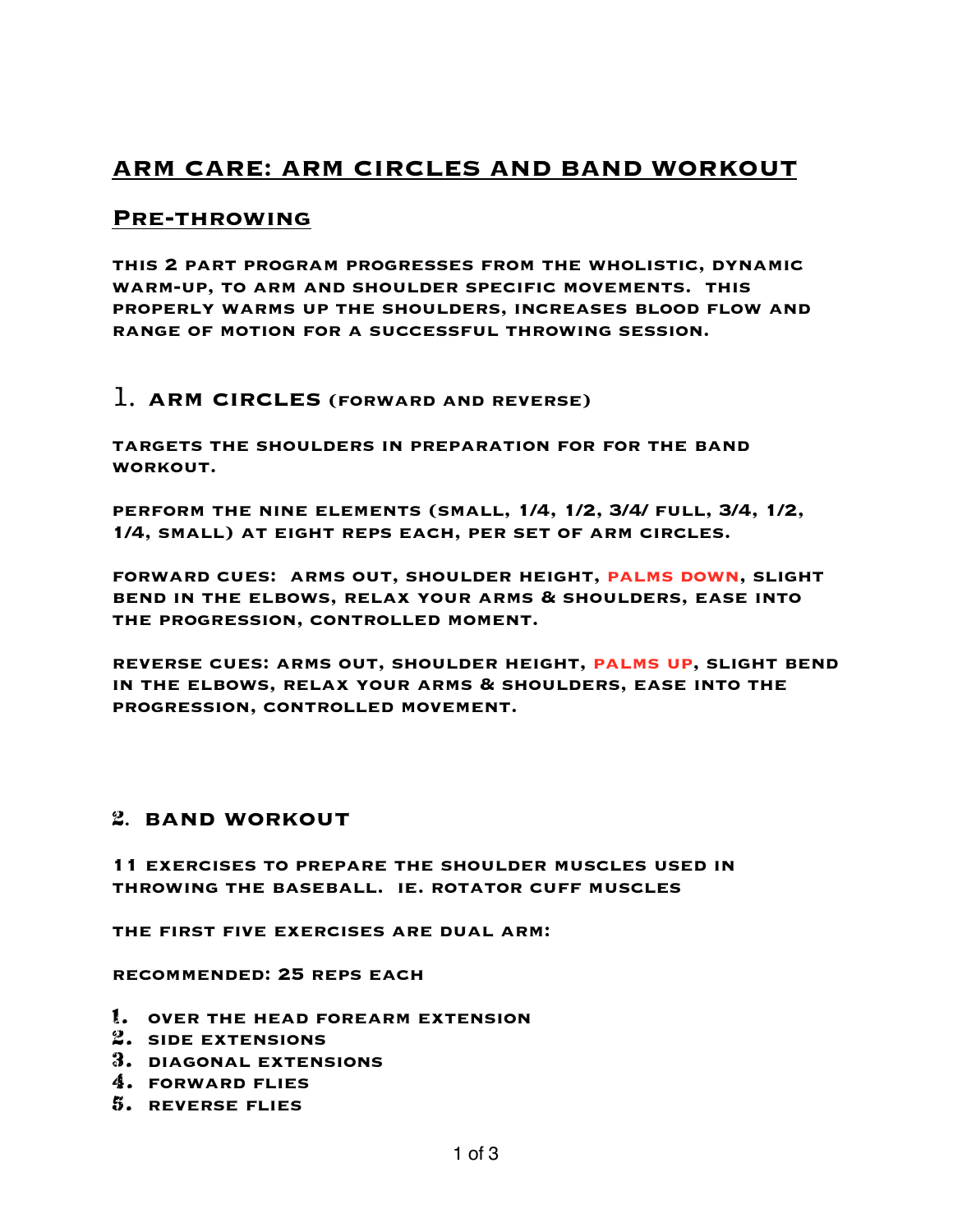# ARM CARE: ARM CIRCLES AND BAND WORKOUT

## PRE-THROWING

**THIS 2 PART PROGRAM PROGRESSES FROM THE WHOLISTIC, DYNAMIC WARM-UP, TO ARM AND SHOULDER SPECIFIC MOVEMENTS. THIS PROPERLY WARMS UP THE SHOULDERS, INCREASES BLOOD FLOW AND RANGE OF MOTION FOR A SUCCESSFUL THROWING SESSION.**

### 1. ARM CIRCLES (FORWARD AND REVERSE)

**TARGETS THE SHOULDERS IN PREPARATION FOR FOR THE BAND WORKOUT.**

**PERFORM THE NINE ELEMENTS (SMALL, 1/4, 1/2, 3/4/ FULL, 3/4, 1/2, 1/4, SMALL) AT EIGHT REPS EACH, PER SET OF ARM CIRCLES.**

**FORWARD CUES: ARMS OUT, SHOULDER HEIGHT, PALMS DOWN, SLIGHT BEND IN THE ELBOWS, RELAX YOUR ARMS & SHOULDERS, EASE INTO THE PROGRESSION, CONTROLLED MOMENT.**

**REVERSE CUES: ARMS OUT, SHOULDER HEIGHT, PALMS UP, SLIGHT BEND IN THE ELBOWS, RELAX YOUR ARMS & SHOULDERS, EASE INTO THE PROGRESSION, CONTROLLED MOVEMENT.**

### 2. BAND WORKOUT

**11 EXERCISES TO PREPARE THE SHOULDER MUSCLES USED IN THROWING THE BASEBALL. IE. ROTATOR CUFF MUSCLES**

**THE FIRST FIVE EXERCISES ARE DUAL ARM:**

**RECOMMENDED: 25 REPS EACH**

1. **OVER THE HEAD FOREARM EXTENSION**
2. **SIDE EXTENSIONS**
3. **DIAGONAL EXTENSIONS**
4. **FORWARD FLIES**
5. **REVERSE FLIES**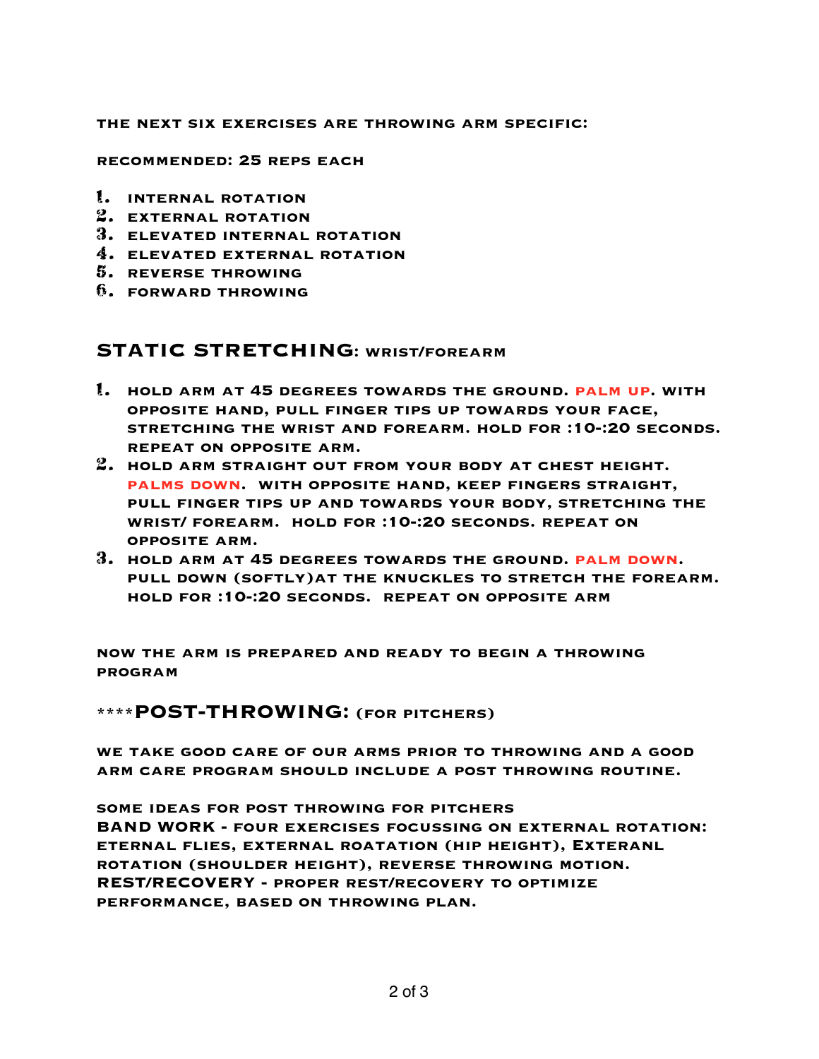**THE NEXT SIX EXERCISES ARE THROWING ARM SPECIFIC:**

**RECOMMENDED: 25 REPS EACH**

1. **INTERNAL ROTATION**
2. **EXTERNAL ROTATION**
3. **ELEVATED INTERNAL ROTATION**
4. **ELEVATED EXTERNAL ROTATION**
5. **REVERSE THROWING**
6. **FORWARD THROWING**

## STATIC STRETCHING: WRIST/FOREARM

1. **HOLD ARM AT 45 DEGREES TOWARDS THE GROUND. PALM UP. WITH OPPOSITE HAND, PULL FINGER TIPS UP TOWARDS YOUR FACE, STRETCHING THE WRIST AND FOREARM. HOLD FOR :10-:20 SECONDS. REPEAT ON OPPOSITE ARM.**
2. **HOLD ARM STRAIGHT OUT FROM YOUR BODY AT CHEST HEIGHT. PALMS DOWN. WITH OPPOSITE HAND, KEEP FINGERS STRAIGHT, PULL FINGER TIPS UP AND TOWARDS YOUR BODY, STRETCHING THE WRIST/ FOREARM. HOLD FOR :10-:20 SECONDS. REPEAT ON OPPOSITE ARM.**
3. **HOLD ARM AT 45 DEGREES TOWARDS THE GROUND. PALM DOWN. PULL DOWN (SOFTLY)AT THE KNUCKLES TO STRETCH THE FOREARM. HOLD FOR :10-:20 SECONDS. REPEAT ON OPPOSITE ARM**

**NOW THE ARM IS PREPARED AND READY TO BEGIN A THROWING PROGRAM**

## ****POST-THROWING: (FOR PITCHERS)

**WE TAKE GOOD CARE OF OUR ARMS PRIOR TO THROWING AND A GOOD ARM CARE PROGRAM SHOULD INCLUDE A POST THROWING ROUTINE.**

**SOME IDEAS FOR POST THROWING FOR PITCHERS**
**BAND WORK - FOUR EXERCISES FOCUSSING ON EXTERNAL ROTATION: ETERNAL FLIES, EXTERNAL ROATATION (HIP HEIGHT), EXTERANL ROTATION (SHOULDER HEIGHT), REVERSE THROWING MOTION.**
**REST/RECOVERY - PROPER REST/RECOVERY TO OPTIMIZE PERFORMANCE, BASED ON THROWING PLAN.**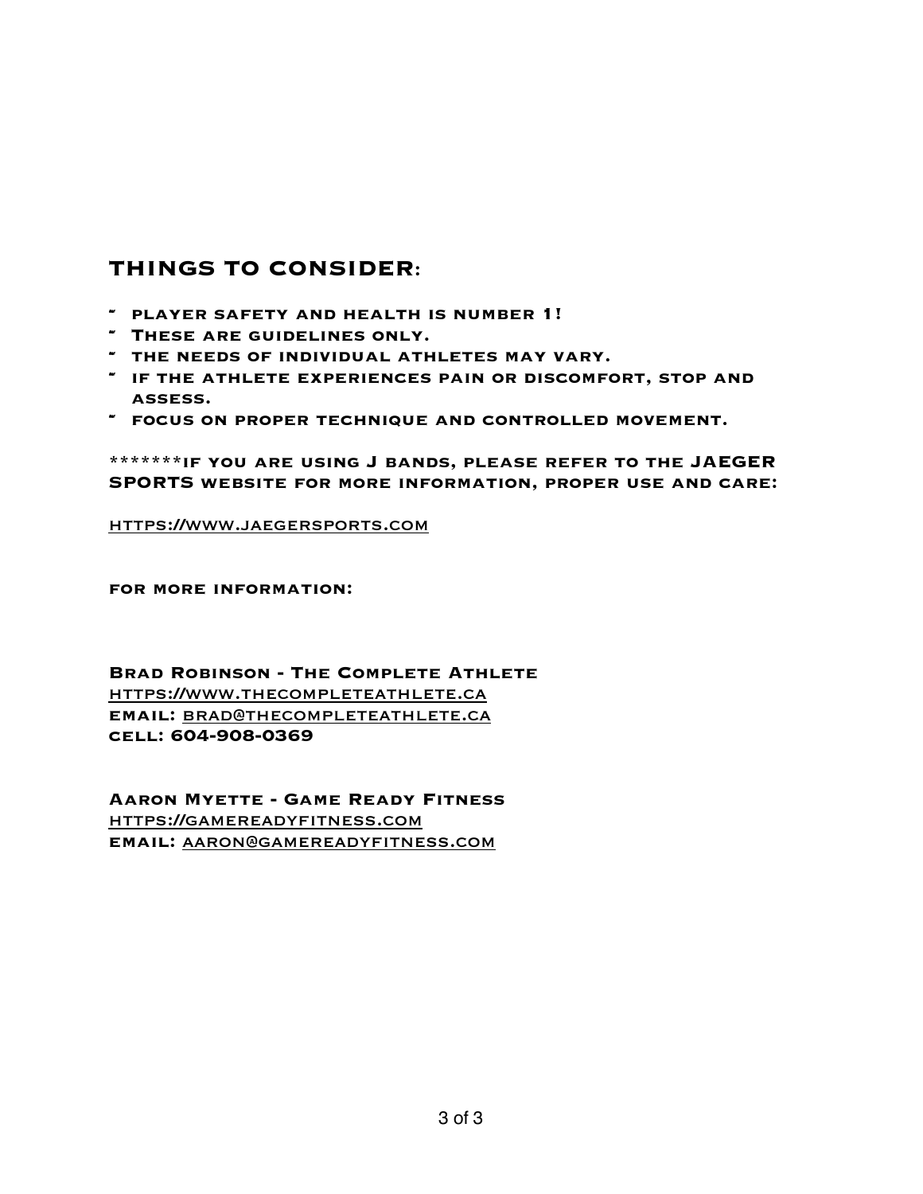## THINGS TO CONSIDER:

- PLAYER SAFETY AND HEALTH IS NUMBER 1!
- THESE ARE GUIDELINES ONLY.
- THE NEEDS OF INDIVIDUAL ATHLETES MAY VARY.
- IF THE ATHLETE EXPERIENCES PAIN OR DISCOMFORT, STOP AND ASSESS.
- FOCUS ON PROPER TECHNIQUE AND CONTROLLED MOVEMENT.

**\*\*\*\*\*\*\*IF YOU ARE USING J BANDS, PLEASE REFER TO THE JAEGER SPORTS WEBSITE FOR MORE INFORMATION, PROPER USE AND CARE:**

HTTPS://WWW.JAEGERSPORTS.COM

**FOR MORE INFORMATION:**

**BRAD ROBINSON - THE COMPLETE ATHLETE**
HTTPS://WWW.THECOMPLETEATHLETE.CA
**EMAIL:** BRAD@THECOMPLETEATHLETE.CA
**CELL: 604-908-0369**

**AARON MYETTE - GAME READY FITNESS**
HTTPS://GAMEREADYFITNESS.COM
**EMAIL:** AARON@GAMEREADYFITNESS.COM